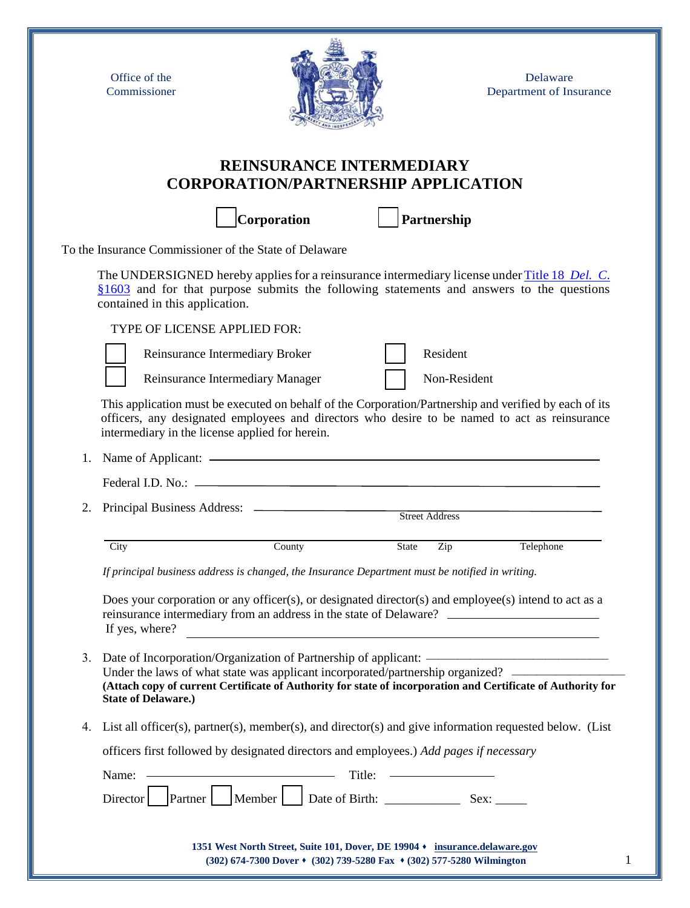Office of the Commissioner

Delaware Department of Insurance

# REINSURANCE INTERMEDIARY CORPORATION/PARTNERSHIP APPLICATION

☐ **Corporation** ☐ **Partnership**

To the Insurance Commissioner of the State of Delaware

The UNDERSIGNED hereby applies for a reinsurance intermediary license under Title 18 *Del. C.* §1603 and for that purpose submits the following statements and answers to the questions contained in this application.

TYPE OF LICENSE APPLIED FOR:

☐ Reinsurance Intermediary Broker ☐ Resident

☐ Reinsurance Intermediary Manager ☐ Non-Resident

This application must be executed on behalf of the Corporation/Partnership and verified by each of its officers, any designated employees and directors who desire to be named to act as reinsurance intermediary in the license applied for herein.

1. Name of Applicant: ______________________________

   Federal I.D. No.: ______________________________

2. Principal Business Address: ______________________________
   Street Address

   ______________________________
   City County State Zip Telephone

   *If principal business address is changed, the Insurance Department must be notified in writing.*

   Does your corporation or any officer(s), or designated director(s) and employee(s) intend to act as a reinsurance intermediary from an address in the state of Delaware? ______________
   If yes, where? ______________________________

3. Date of Incorporation/Organization of Partnership of applicant: ______________
   Under the laws of what state was applicant incorporated/partnership organized? ______________
   **(Attach copy of current Certificate of Authority for state of incorporation and Certificate of Authority for State of Delaware.)**

4. List all officer(s), partner(s), member(s), and director(s) and give information requested below. (List officers first followed by designated directors and employees.) *Add pages if necessary*

   Name: ______________ Title: ______________

   Director ☐ Partner ☐ Member ☐ Date of Birth: ___________ Sex: _____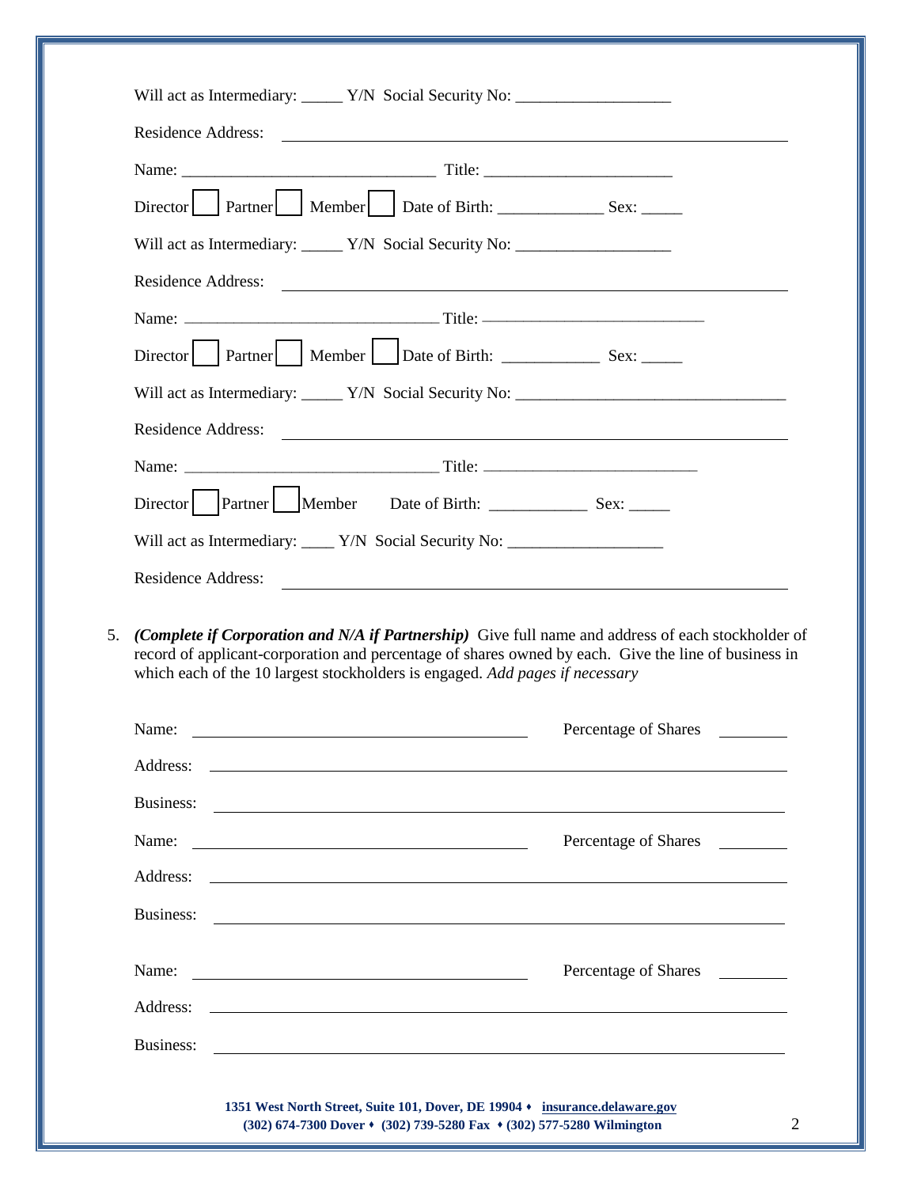Will act as Intermediary: _____ Y/N  Social Security No: ___________________

Residence Address: ______________________________________________________________

Name: _______________________________ Title: _______________________

Director ☐ Partner ☐ Member ☐ Date of Birth: _____________ Sex: _____

Will act as Intermediary: _____ Y/N  Social Security No: ___________________

Residence Address: ______________________________________________________________

Name: _______________________________ Title: ___________________________

Director ☐ Partner ☐ Member ☐ Date of Birth: ____________ Sex: _____

Will act as Intermediary: _____ Y/N  Social Security No: _________________________________

Residence Address: ______________________________________________________________

Name: _______________________________ Title: __________________________

Director ☐ Partner ☐ Member   Date of Birth: ____________ Sex: _____

Will act as Intermediary: ____ Y/N  Social Security No: ___________________

Residence Address: ______________________________________________________________

5. ***(Complete if Corporation and N/A if Partnership)*** Give full name and address of each stockholder of record of applicant-corporation and percentage of shares owned by each. Give the line of business in which each of the 10 largest stockholders is engaged. *Add pages if necessary*

Name: ________________________________________ Percentage of Shares ________

Address: ______________________________________________________________

Business: ______________________________________________________________

Name: ________________________________________ Percentage of Shares ________

Address: ______________________________________________________________

Business: ______________________________________________________________

Name: ________________________________________ Percentage of Shares ________

Address: ______________________________________________________________

Business: ______________________________________________________________

**1351 West North Street, Suite 101, Dover, DE 19904 ♦ insurance.delaware.gov**
**(302) 674-7300 Dover ♦ (302) 739-5280 Fax ♦ (302) 577-5280 Wilmington**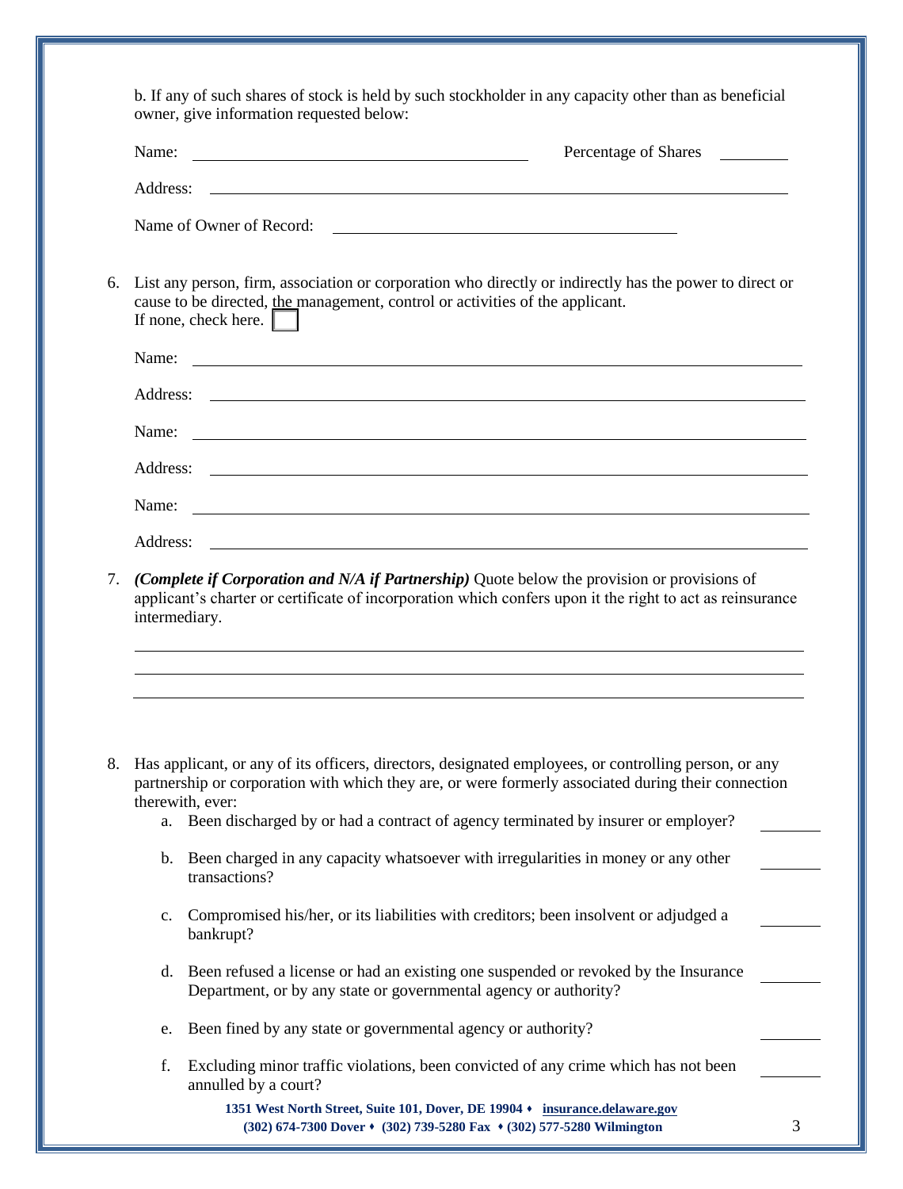b. If any of such shares of stock is held by such stockholder in any capacity other than as beneficial owner, give information requested below:

Name: ____________________ Percentage of Shares ________

Address: ____________________

Name of Owner of Record: ____________________

6. List any person, firm, association or corporation who directly or indirectly has the power to direct or cause to be directed, the management, control or activities of the applicant.
If none, check here. ☐

Name: ____________________

Address: ____________________

Name: ____________________

Address: ____________________

Name: ____________________

Address: ____________________

7. ***(Complete if Corporation and N/A if Partnership)*** Quote below the provision or provisions of applicant's charter or certificate of incorporation which confers upon it the right to act as reinsurance intermediary.

____________________

____________________

____________________

8. Has applicant, or any of its officers, directors, designated employees, or controlling person, or any partnership or corporation with which they are, or were formerly associated during their connection therewith, ever:
   a. Been discharged by or had a contract of agency terminated by insurer or employer? ________
   b. Been charged in any capacity whatsoever with irregularities in money or any other transactions? ________
   c. Compromised his/her, or its liabilities with creditors; been insolvent or adjudged a bankrupt? ________
   d. Been refused a license or had an existing one suspended or revoked by the Insurance Department, or by any state or governmental agency or authority? ________
   e. Been fined by any state or governmental agency or authority? ________
   f. Excluding minor traffic violations, been convicted of any crime which has not been annulled by a court? ________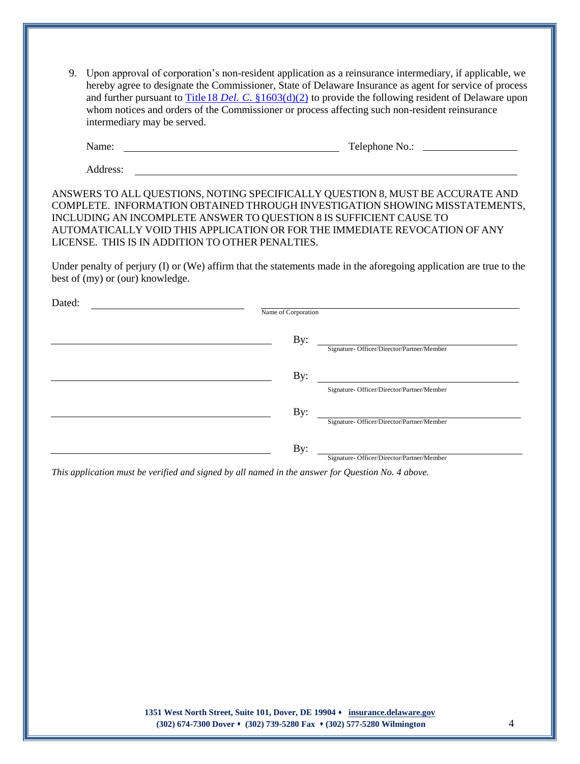9. Upon approval of corporation's non-resident application as a reinsurance intermediary, if applicable, we hereby agree to designate the Commissioner, State of Delaware Insurance as agent for service of process and further pursuant to Title 18 *Del. C.* §1603(d)(2) to provide the following resident of Delaware upon whom notices and orders of the Commissioner or process affecting such non-resident reinsurance intermediary may be served.

   Name: ______________________________ Telephone No.: ______________

   Address: ______________________________________________________

ANSWERS TO ALL QUESTIONS, NOTING SPECIFICALLY QUESTION 8, MUST BE ACCURATE AND COMPLETE. INFORMATION OBTAINED THROUGH INVESTIGATION SHOWING MISSTATEMENTS, INCLUDING AN INCOMPLETE ANSWER TO QUESTION 8 IS SUFFICIENT CAUSE TO AUTOMATICALLY VOID THIS APPLICATION OR FOR THE IMMEDIATE REVOCATION OF ANY LICENSE. THIS IS IN ADDITION TO OTHER PENALTIES.

Under penalty of perjury (I) or (We) affirm that the statements made in the aforegoing application are true to the best of (my) or (our) knowledge.

Dated: ______________________ ______________________________
Name of Corporation

______________________________ By: ______________________________
Signature- Officer/Director/Partner/Member

______________________________ By: ______________________________
Signature- Officer/Director/Partner/Member

______________________________ By: ______________________________
Signature- Officer/Director/Partner/Member

______________________________ By: ______________________________
Signature- Officer/Director/Partner/Member

*This application must be verified and signed by all named in the answer for Question No. 4 above.*

**1351 West North Street, Suite 101, Dover, DE 19904 ♦ insurance.delaware.gov**
**(302) 674-7300 Dover ♦ (302) 739-5280 Fax ♦ (302) 577-5280 Wilmington**